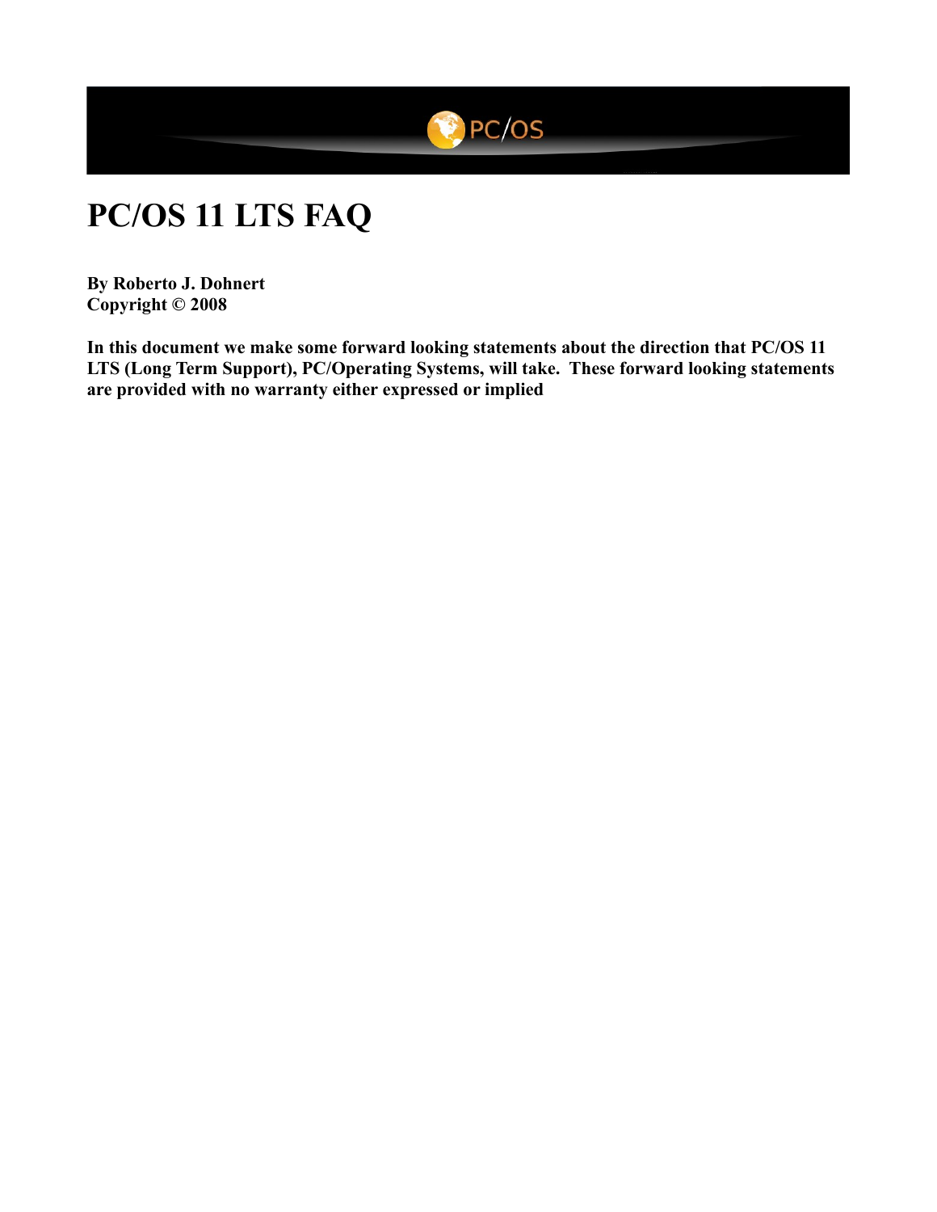# PC/OS 11 LTS FAQ

**By Roberto J. Dohnert**
**Copyright © 2008**

**In this document we make some forward looking statements about the direction that PC/OS 11 LTS (Long Term Support), PC/Operating Systems, will take. These forward looking statements are provided with no warranty either expressed or implied**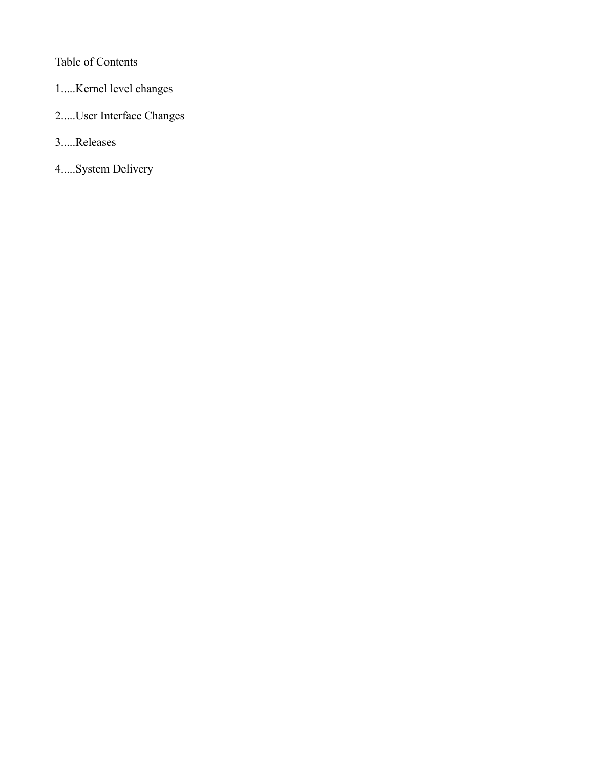Table of Contents

1.....Kernel level changes

2.....User Interface Changes

3.....Releases

4.....System Delivery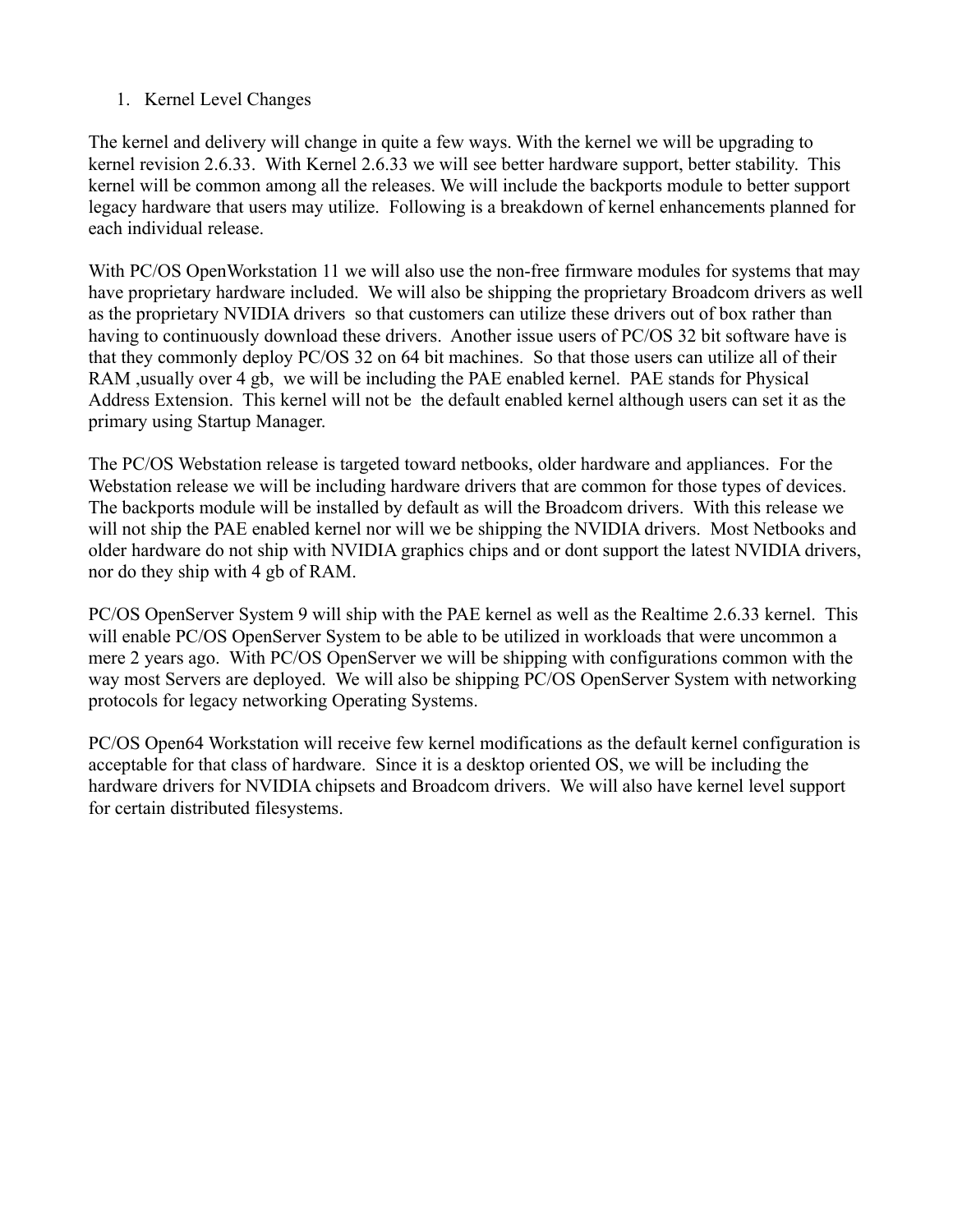1. Kernel Level Changes

The kernel and delivery will change in quite a few ways. With the kernel we will be upgrading to kernel revision 2.6.33. With Kernel 2.6.33 we will see better hardware support, better stability. This kernel will be common among all the releases. We will include the backports module to better support legacy hardware that users may utilize. Following is a breakdown of kernel enhancements planned for each individual release.

With PC/OS OpenWorkstation 11 we will also use the non-free firmware modules for systems that may have proprietary hardware included. We will also be shipping the proprietary Broadcom drivers as well as the proprietary NVIDIA drivers so that customers can utilize these drivers out of box rather than having to continuously download these drivers. Another issue users of PC/OS 32 bit software have is that they commonly deploy PC/OS 32 on 64 bit machines. So that those users can utilize all of their RAM ,usually over 4 gb, we will be including the PAE enabled kernel. PAE stands for Physical Address Extension. This kernel will not be the default enabled kernel although users can set it as the primary using Startup Manager.

The PC/OS Webstation release is targeted toward netbooks, older hardware and appliances. For the Webstation release we will be including hardware drivers that are common for those types of devices. The backports module will be installed by default as will the Broadcom drivers. With this release we will not ship the PAE enabled kernel nor will we be shipping the NVIDIA drivers. Most Netbooks and older hardware do not ship with NVIDIA graphics chips and or dont support the latest NVIDIA drivers, nor do they ship with 4 gb of RAM.

PC/OS OpenServer System 9 will ship with the PAE kernel as well as the Realtime 2.6.33 kernel. This will enable PC/OS OpenServer System to be able to be utilized in workloads that were uncommon a mere 2 years ago. With PC/OS OpenServer we will be shipping with configurations common with the way most Servers are deployed. We will also be shipping PC/OS OpenServer System with networking protocols for legacy networking Operating Systems.

PC/OS Open64 Workstation will receive few kernel modifications as the default kernel configuration is acceptable for that class of hardware. Since it is a desktop oriented OS, we will be including the hardware drivers for NVIDIA chipsets and Broadcom drivers. We will also have kernel level support for certain distributed filesystems.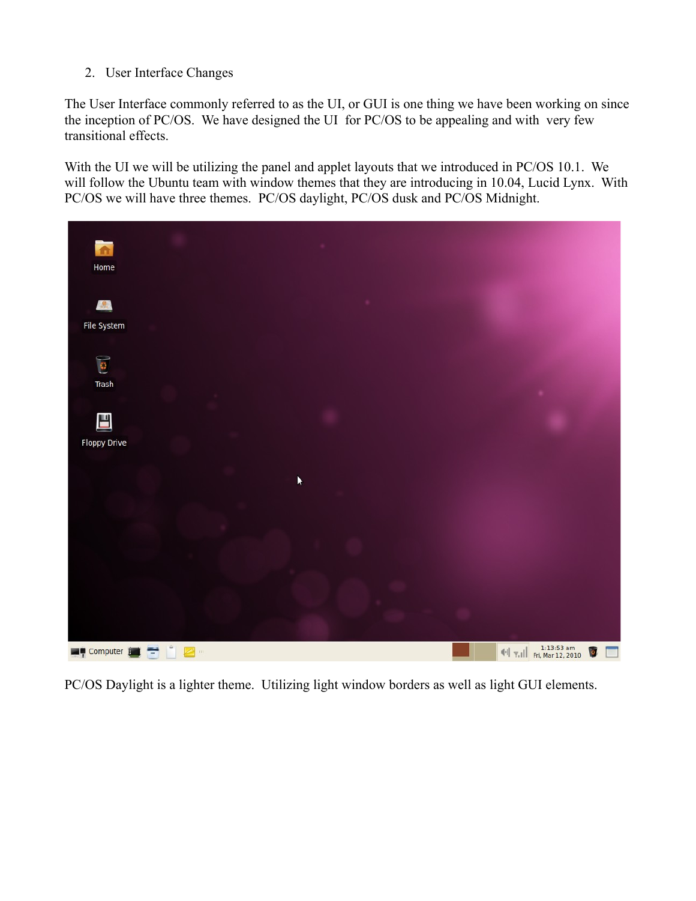2. User Interface Changes

The User Interface commonly referred to as the UI, or GUI is one thing we have been working on since the inception of PC/OS. We have designed the UI for PC/OS to be appealing and with very few transitional effects.

With the UI we will be utilizing the panel and applet layouts that we introduced in PC/OS 10.1. We will follow the Ubuntu team with window themes that they are introducing in 10.04, Lucid Lynx. With PC/OS we will have three themes. PC/OS daylight, PC/OS dusk and PC/OS Midnight.

PC/OS Daylight is a lighter theme. Utilizing light window borders as well as light GUI elements.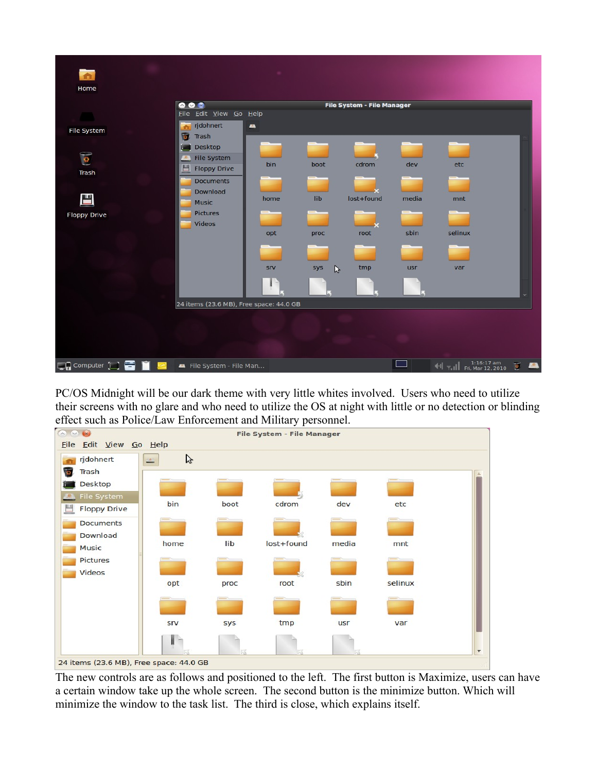PC/OS Midnight will be our dark theme with very little whites involved. Users who need to utilize their screens with no glare and who need to utilize the OS at night with little or no detection or blinding effect such as Police/Law Enforcement and Military personnel.

The new controls are as follows and positioned to the left. The first button is Maximize, users can have a certain window take up the whole screen. The second button is the minimize button. Which will minimize the window to the task list. The third is close, which explains itself.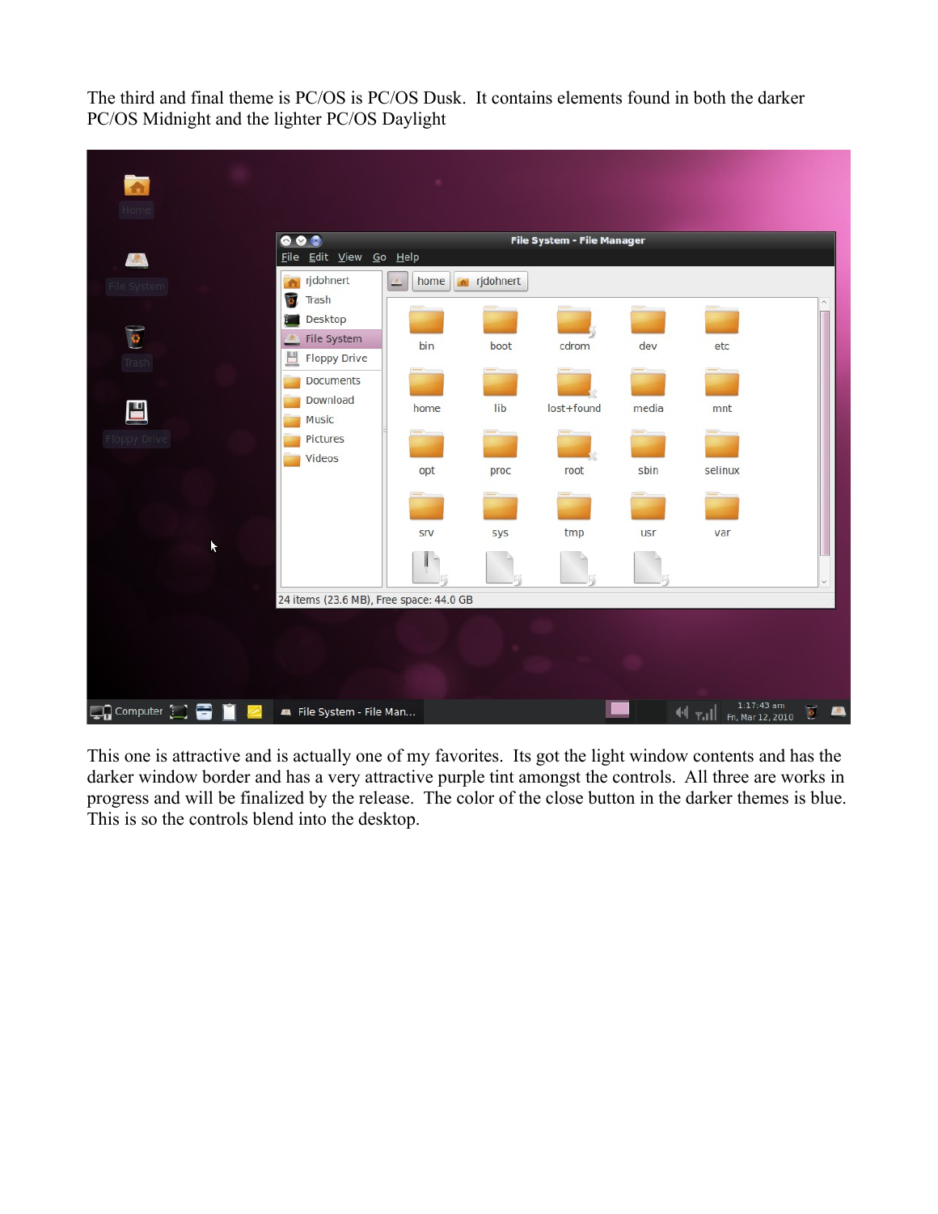The third and final theme is PC/OS is PC/OS Dusk. It contains elements found in both the darker PC/OS Midnight and the lighter PC/OS Daylight

This one is attractive and is actually one of my favorites. Its got the light window contents and has the darker window border and has a very attractive purple tint amongst the controls. All three are works in progress and will be finalized by the release. The color of the close button in the darker themes is blue. This is so the controls blend into the desktop.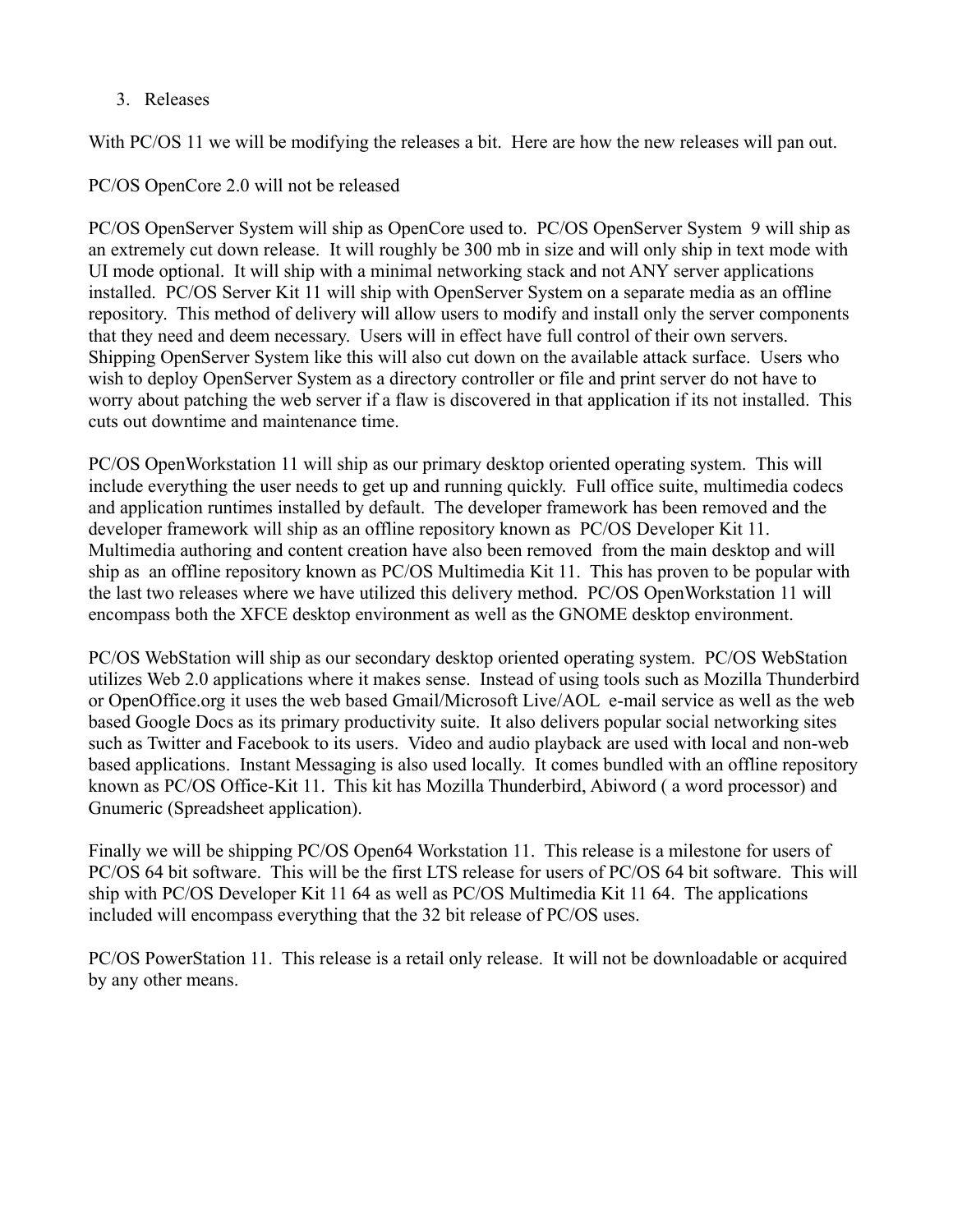3. Releases

With PC/OS 11 we will be modifying the releases a bit. Here are how the new releases will pan out.

PC/OS OpenCore 2.0 will not be released

PC/OS OpenServer System will ship as OpenCore used to. PC/OS OpenServer System 9 will ship as an extremely cut down release. It will roughly be 300 mb in size and will only ship in text mode with UI mode optional. It will ship with a minimal networking stack and not ANY server applications installed. PC/OS Server Kit 11 will ship with OpenServer System on a separate media as an offline repository. This method of delivery will allow users to modify and install only the server components that they need and deem necessary. Users will in effect have full control of their own servers. Shipping OpenServer System like this will also cut down on the available attack surface. Users who wish to deploy OpenServer System as a directory controller or file and print server do not have to worry about patching the web server if a flaw is discovered in that application if its not installed. This cuts out downtime and maintenance time.

PC/OS OpenWorkstation 11 will ship as our primary desktop oriented operating system. This will include everything the user needs to get up and running quickly. Full office suite, multimedia codecs and application runtimes installed by default. The developer framework has been removed and the developer framework will ship as an offline repository known as PC/OS Developer Kit 11. Multimedia authoring and content creation have also been removed from the main desktop and will ship as an offline repository known as PC/OS Multimedia Kit 11. This has proven to be popular with the last two releases where we have utilized this delivery method. PC/OS OpenWorkstation 11 will encompass both the XFCE desktop environment as well as the GNOME desktop environment.

PC/OS WebStation will ship as our secondary desktop oriented operating system. PC/OS WebStation utilizes Web 2.0 applications where it makes sense. Instead of using tools such as Mozilla Thunderbird or OpenOffice.org it uses the web based Gmail/Microsoft Live/AOL e-mail service as well as the web based Google Docs as its primary productivity suite. It also delivers popular social networking sites such as Twitter and Facebook to its users. Video and audio playback are used with local and non-web based applications. Instant Messaging is also used locally. It comes bundled with an offline repository known as PC/OS Office-Kit 11. This kit has Mozilla Thunderbird, Abiword ( a word processor) and Gnumeric (Spreadsheet application).

Finally we will be shipping PC/OS Open64 Workstation 11. This release is a milestone for users of PC/OS 64 bit software. This will be the first LTS release for users of PC/OS 64 bit software. This will ship with PC/OS Developer Kit 11 64 as well as PC/OS Multimedia Kit 11 64. The applications included will encompass everything that the 32 bit release of PC/OS uses.

PC/OS PowerStation 11. This release is a retail only release. It will not be downloadable or acquired by any other means.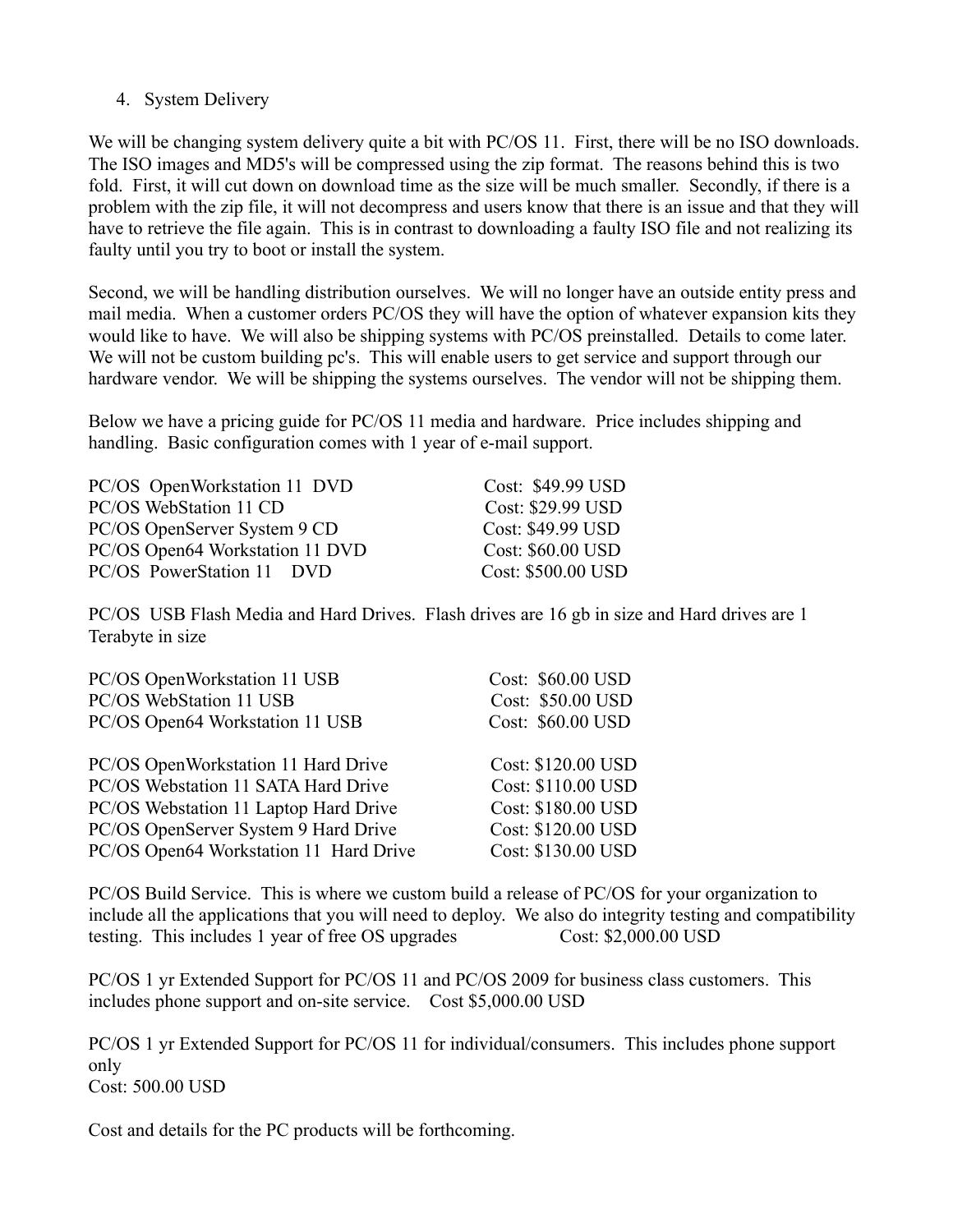4. System Delivery

We will be changing system delivery quite a bit with PC/OS 11. First, there will be no ISO downloads. The ISO images and MD5's will be compressed using the zip format. The reasons behind this is two fold. First, it will cut down on download time as the size will be much smaller. Secondly, if there is a problem with the zip file, it will not decompress and users know that there is an issue and that they will have to retrieve the file again. This is in contrast to downloading a faulty ISO file and not realizing its faulty until you try to boot or install the system.

Second, we will be handling distribution ourselves. We will no longer have an outside entity press and mail media. When a customer orders PC/OS they will have the option of whatever expansion kits they would like to have. We will also be shipping systems with PC/OS preinstalled. Details to come later. We will not be custom building pc's. This will enable users to get service and support through our hardware vendor. We will be shipping the systems ourselves. The vendor will not be shipping them.

Below we have a pricing guide for PC/OS 11 media and hardware. Price includes shipping and handling. Basic configuration comes with 1 year of e-mail support.

| | |
|---|---|
| PC/OS OpenWorkstation 11 DVD | Cost: $49.99 USD |
| PC/OS WebStation 11 CD | Cost: $29.99 USD |
| PC/OS OpenServer System 9 CD | Cost: $49.99 USD |
| PC/OS Open64 Workstation 11 DVD | Cost: $60.00 USD |
| PC/OS PowerStation 11 DVD | Cost: $500.00 USD |

PC/OS USB Flash Media and Hard Drives. Flash drives are 16 gb in size and Hard drives are 1 Terabyte in size

| | |
|---|---|
| PC/OS OpenWorkstation 11 USB | Cost: $60.00 USD |
| PC/OS WebStation 11 USB | Cost: $50.00 USD |
| PC/OS Open64 Workstation 11 USB | Cost: $60.00 USD |
| PC/OS OpenWorkstation 11 Hard Drive | Cost: $120.00 USD |
| PC/OS Webstation 11 SATA Hard Drive | Cost: $110.00 USD |
| PC/OS Webstation 11 Laptop Hard Drive | Cost: $180.00 USD |
| PC/OS OpenServer System 9 Hard Drive | Cost: $120.00 USD |
| PC/OS Open64 Workstation 11 Hard Drive | Cost: $130.00 USD |

PC/OS Build Service. This is where we custom build a release of PC/OS for your organization to include all the applications that you will need to deploy. We also do integrity testing and compatibility testing. This includes 1 year of free OS upgrades Cost: $2,000.00 USD

PC/OS 1 yr Extended Support for PC/OS 11 and PC/OS 2009 for business class customers. This includes phone support and on-site service. Cost $5,000.00 USD

PC/OS 1 yr Extended Support for PC/OS 11 for individual/consumers. This includes phone support only
Cost: 500.00 USD

Cost and details for the PC products will be forthcoming.